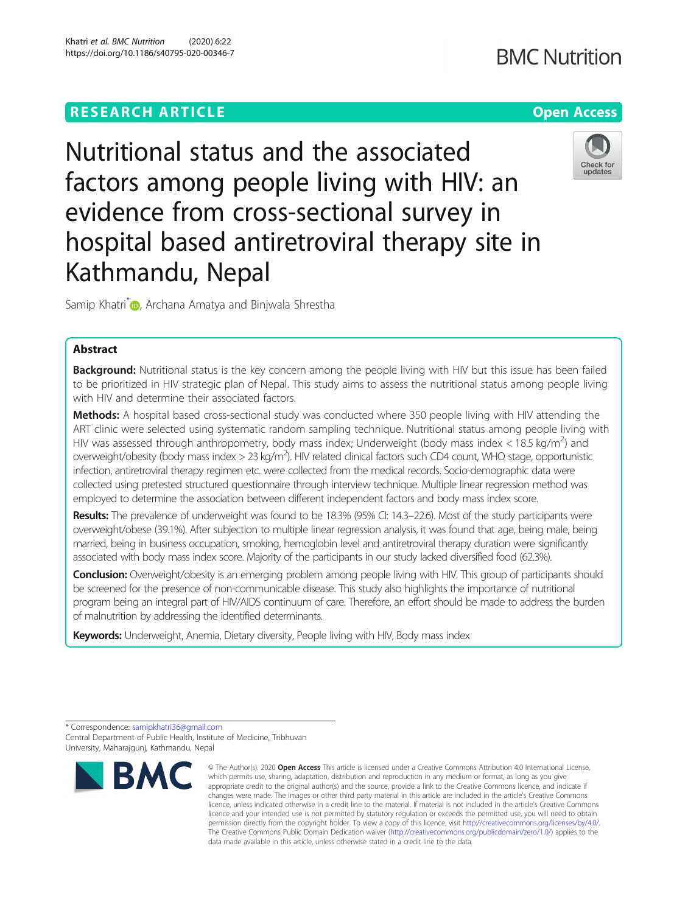RESEARCH ARTICLE

Open Access

# Nutritional status and the associated factors among people living with HIV: an evidence from cross-sectional survey in hospital based antiretroviral therapy site in Kathmandu, Nepal

Samip Khatri*, Archana Amatya and Binjwala Shrestha

## Abstract

**Background:** Nutritional status is the key concern among the people living with HIV but this issue has been failed to be prioritized in HIV strategic plan of Nepal. This study aims to assess the nutritional status among people living with HIV and determine their associated factors.

**Methods:** A hospital based cross-sectional study was conducted where 350 people living with HIV attending the ART clinic were selected using systematic random sampling technique. Nutritional status among people living with HIV was assessed through anthropometry, body mass index; Underweight (body mass index < 18.5 kg/m$^2$) and overweight/obesity (body mass index > 23 kg/m$^2$). HIV related clinical factors such CD4 count, WHO stage, opportunistic infection, antiretroviral therapy regimen etc. were collected from the medical records. Socio-demographic data were collected using pretested structured questionnaire through interview technique. Multiple linear regression method was employed to determine the association between different independent factors and body mass index score.

**Results:** The prevalence of underweight was found to be 18.3% (95% CI: 14.3–22.6). Most of the study participants were overweight/obese (39.1%). After subjection to multiple linear regression analysis, it was found that age, being male, being married, being in business occupation, smoking, hemoglobin level and antiretroviral therapy duration were significantly associated with body mass index score. Majority of the participants in our study lacked diversified food (62.3%).

**Conclusion:** Overweight/obesity is an emerging problem among people living with HIV. This group of participants should be screened for the presence of non-communicable disease. This study also highlights the importance of nutritional program being an integral part of HIV/AIDS continuum of care. Therefore, an effort should be made to address the burden of malnutrition by addressing the identified determinants.

**Keywords:** Underweight, Anemia, Dietary diversity, People living with HIV, Body mass index

* Correspondence: samipkhatri36@gmail.com
Central Department of Public Health, Institute of Medicine, Tribhuvan University, Maharajgunj, Kathmandu, Nepal

© The Author(s). 2020 **Open Access** This article is licensed under a Creative Commons Attribution 4.0 International License, which permits use, sharing, adaptation, distribution and reproduction in any medium or format, as long as you give appropriate credit to the original author(s) and the source, provide a link to the Creative Commons licence, and indicate if changes were made. The images or other third party material in this article are included in the article's Creative Commons licence, unless indicated otherwise in a credit line to the material. If material is not included in the article's Creative Commons licence and your intended use is not permitted by statutory regulation or exceeds the permitted use, you will need to obtain permission directly from the copyright holder. To view a copy of this licence, visit http://creativecommons.org/licenses/by/4.0/. The Creative Commons Public Domain Dedication waiver (http://creativecommons.org/publicdomain/zero/1.0/) applies to the data made available in this article, unless otherwise stated in a credit line to the data.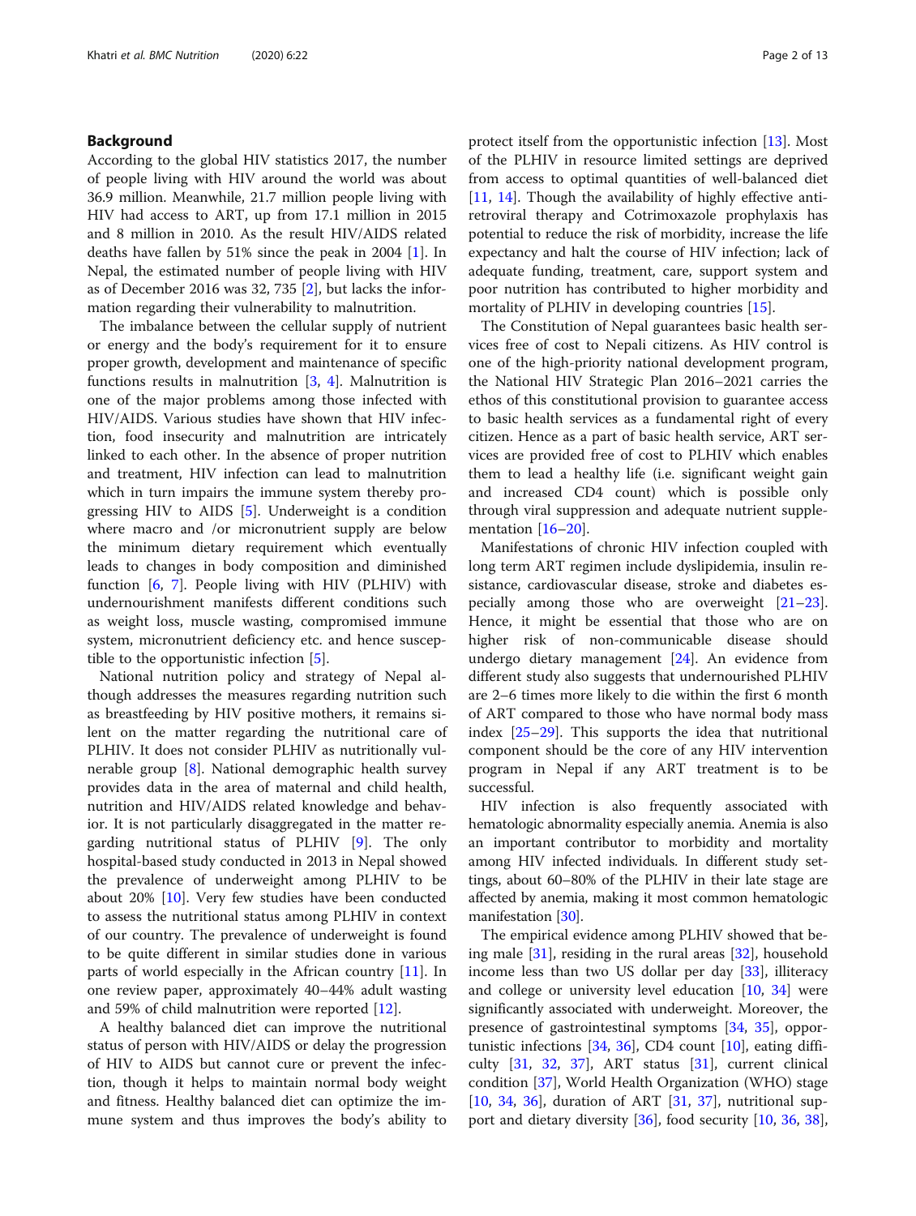## Background

According to the global HIV statistics 2017, the number of people living with HIV around the world was about 36.9 million. Meanwhile, 21.7 million people living with HIV had access to ART, up from 17.1 million in 2015 and 8 million in 2010. As the result HIV/AIDS related deaths have fallen by 51% since the peak in 2004 [1]. In Nepal, the estimated number of people living with HIV as of December 2016 was 32, 735 [2], but lacks the information regarding their vulnerability to malnutrition.

The imbalance between the cellular supply of nutrient or energy and the body's requirement for it to ensure proper growth, development and maintenance of specific functions results in malnutrition [3, 4]. Malnutrition is one of the major problems among those infected with HIV/AIDS. Various studies have shown that HIV infection, food insecurity and malnutrition are intricately linked to each other. In the absence of proper nutrition and treatment, HIV infection can lead to malnutrition which in turn impairs the immune system thereby progressing HIV to AIDS [5]. Underweight is a condition where macro and /or micronutrient supply are below the minimum dietary requirement which eventually leads to changes in body composition and diminished function [6, 7]. People living with HIV (PLHIV) with undernourishment manifests different conditions such as weight loss, muscle wasting, compromised immune system, micronutrient deficiency etc. and hence susceptible to the opportunistic infection [5].

National nutrition policy and strategy of Nepal although addresses the measures regarding nutrition such as breastfeeding by HIV positive mothers, it remains silent on the matter regarding the nutritional care of PLHIV. It does not consider PLHIV as nutritionally vulnerable group [8]. National demographic health survey provides data in the area of maternal and child health, nutrition and HIV/AIDS related knowledge and behavior. It is not particularly disaggregated in the matter regarding nutritional status of PLHIV [9]. The only hospital-based study conducted in 2013 in Nepal showed the prevalence of underweight among PLHIV to be about 20% [10]. Very few studies have been conducted to assess the nutritional status among PLHIV in context of our country. The prevalence of underweight is found to be quite different in similar studies done in various parts of world especially in the African country [11]. In one review paper, approximately 40–44% adult wasting and 59% of child malnutrition were reported [12].

A healthy balanced diet can improve the nutritional status of person with HIV/AIDS or delay the progression of HIV to AIDS but cannot cure or prevent the infection, though it helps to maintain normal body weight and fitness. Healthy balanced diet can optimize the immune system and thus improves the body's ability to protect itself from the opportunistic infection [13]. Most of the PLHIV in resource limited settings are deprived from access to optimal quantities of well-balanced diet [11, 14]. Though the availability of highly effective antiretroviral therapy and Cotrimoxazole prophylaxis has potential to reduce the risk of morbidity, increase the life expectancy and halt the course of HIV infection; lack of adequate funding, treatment, care, support system and poor nutrition has contributed to higher morbidity and mortality of PLHIV in developing countries [15].

The Constitution of Nepal guarantees basic health services free of cost to Nepali citizens. As HIV control is one of the high-priority national development program, the National HIV Strategic Plan 2016–2021 carries the ethos of this constitutional provision to guarantee access to basic health services as a fundamental right of every citizen. Hence as a part of basic health service, ART services are provided free of cost to PLHIV which enables them to lead a healthy life (i.e. significant weight gain and increased CD4 count) which is possible only through viral suppression and adequate nutrient supplementation [16–20].

Manifestations of chronic HIV infection coupled with long term ART regimen include dyslipidemia, insulin resistance, cardiovascular disease, stroke and diabetes especially among those who are overweight [21–23]. Hence, it might be essential that those who are on higher risk of non-communicable disease should undergo dietary management [24]. An evidence from different study also suggests that undernourished PLHIV are 2–6 times more likely to die within the first 6 month of ART compared to those who have normal body mass index [25–29]. This supports the idea that nutritional component should be the core of any HIV intervention program in Nepal if any ART treatment is to be successful.

HIV infection is also frequently associated with hematologic abnormality especially anemia. Anemia is also an important contributor to morbidity and mortality among HIV infected individuals. In different study settings, about 60–80% of the PLHIV in their late stage are affected by anemia, making it most common hematologic manifestation [30].

The empirical evidence among PLHIV showed that being male [31], residing in the rural areas [32], household income less than two US dollar per day [33], illiteracy and college or university level education [10, 34] were significantly associated with underweight. Moreover, the presence of gastrointestinal symptoms [34, 35], opportunistic infections [34, 36], CD4 count [10], eating difficulty [31, 32, 37], ART status [31], current clinical condition [37], World Health Organization (WHO) stage [10, 34, 36], duration of ART [31, 37], nutritional support and dietary diversity [36], food security [10, 36, 38],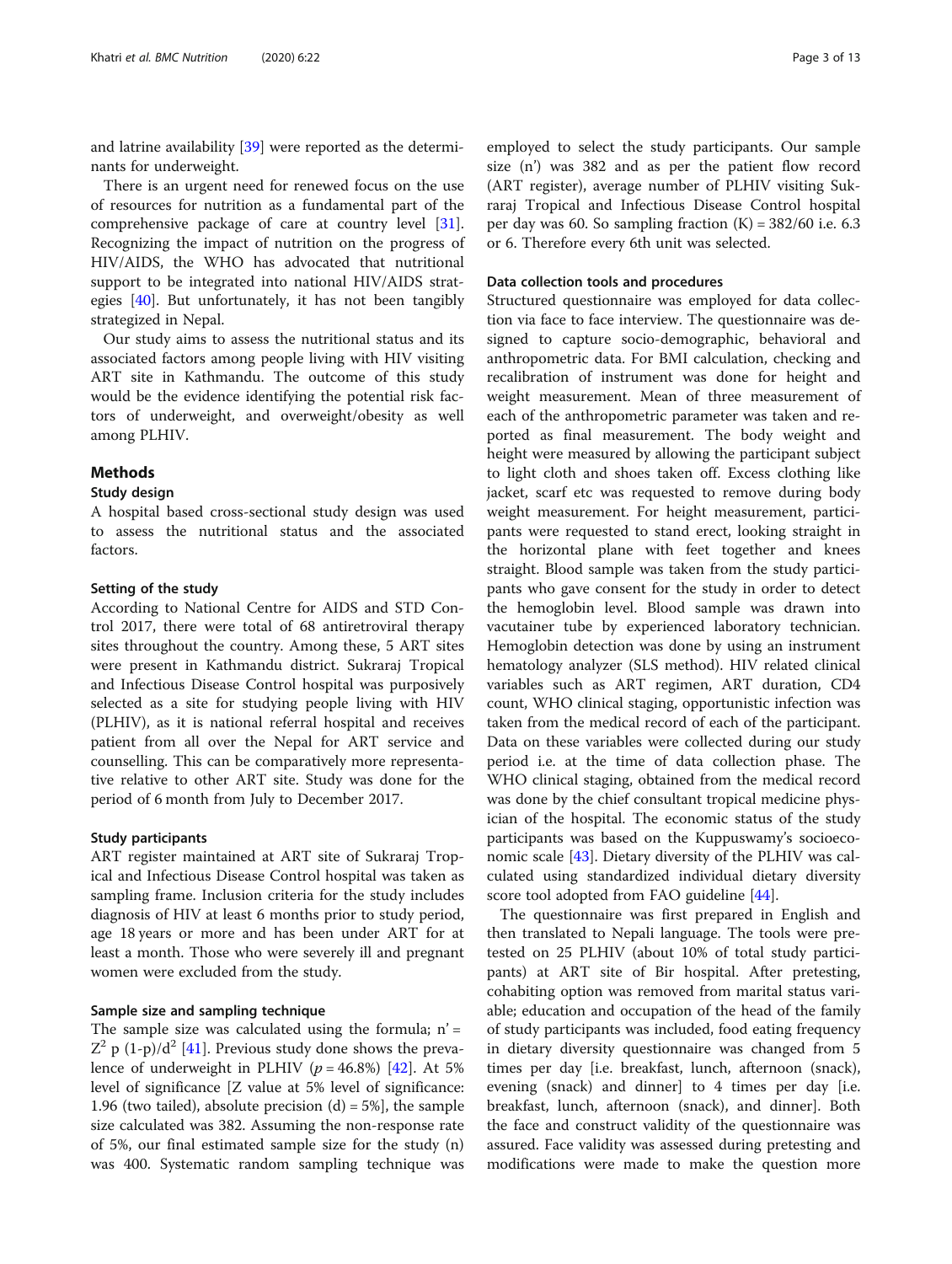and latrine availability [39] were reported as the determinants for underweight.

There is an urgent need for renewed focus on the use of resources for nutrition as a fundamental part of the comprehensive package of care at country level [31]. Recognizing the impact of nutrition on the progress of HIV/AIDS, the WHO has advocated that nutritional support to be integrated into national HIV/AIDS strategies [40]. But unfortunately, it has not been tangibly strategized in Nepal.

Our study aims to assess the nutritional status and its associated factors among people living with HIV visiting ART site in Kathmandu. The outcome of this study would be the evidence identifying the potential risk factors of underweight, and overweight/obesity as well among PLHIV.

## Methods

### Study design

A hospital based cross-sectional study design was used to assess the nutritional status and the associated factors.

### Setting of the study

According to National Centre for AIDS and STD Control 2017, there were total of 68 antiretroviral therapy sites throughout the country. Among these, 5 ART sites were present in Kathmandu district. Sukraraj Tropical and Infectious Disease Control hospital was purposively selected as a site for studying people living with HIV (PLHIV), as it is national referral hospital and receives patient from all over the Nepal for ART service and counselling. This can be comparatively more representative relative to other ART site. Study was done for the period of 6 month from July to December 2017.

### Study participants

ART register maintained at ART site of Sukraraj Tropical and Infectious Disease Control hospital was taken as sampling frame. Inclusion criteria for the study includes diagnosis of HIV at least 6 months prior to study period, age 18 years or more and has been under ART for at least a month. Those who were severely ill and pregnant women were excluded from the study.

### Sample size and sampling technique

The sample size was calculated using the formula; $n' = Z^2\ p\ (1\text{-}p)/d^2$ [41]. Previous study done shows the prevalence of underweight in PLHIV ($p = 46.8\%$) [42]. At 5% level of significance [Z value at 5% level of significance: 1.96 (two tailed), absolute precision (d) = 5%], the sample size calculated was 382. Assuming the non-response rate of 5%, our final estimated sample size for the study (n) was 400. Systematic random sampling technique was employed to select the study participants. Our sample size (n') was 382 and as per the patient flow record (ART register), average number of PLHIV visiting Sukraraj Tropical and Infectious Disease Control hospital per day was 60. So sampling fraction (K) = 382/60 i.e. 6.3 or 6. Therefore every 6th unit was selected.

### Data collection tools and procedures

Structured questionnaire was employed for data collection via face to face interview. The questionnaire was designed to capture socio-demographic, behavioral and anthropometric data. For BMI calculation, checking and recalibration of instrument was done for height and weight measurement. Mean of three measurement of each of the anthropometric parameter was taken and reported as final measurement. The body weight and height were measured by allowing the participant subject to light cloth and shoes taken off. Excess clothing like jacket, scarf etc was requested to remove during body weight measurement. For height measurement, participants were requested to stand erect, looking straight in the horizontal plane with feet together and knees straight. Blood sample was taken from the study participants who gave consent for the study in order to detect the hemoglobin level. Blood sample was drawn into vacutainer tube by experienced laboratory technician. Hemoglobin detection was done by using an instrument hematology analyzer (SLS method). HIV related clinical variables such as ART regimen, ART duration, CD4 count, WHO clinical staging, opportunistic infection was taken from the medical record of each of the participant. Data on these variables were collected during our study period i.e. at the time of data collection phase. The WHO clinical staging, obtained from the medical record was done by the chief consultant tropical medicine physician of the hospital. The economic status of the study participants was based on the Kuppuswamy's socioeconomic scale [43]. Dietary diversity of the PLHIV was calculated using standardized individual dietary diversity score tool adopted from FAO guideline [44].

The questionnaire was first prepared in English and then translated to Nepali language. The tools were pretested on 25 PLHIV (about 10% of total study participants) at ART site of Bir hospital. After pretesting, cohabiting option was removed from marital status variable; education and occupation of the head of the family of study participants was included, food eating frequency in dietary diversity questionnaire was changed from 5 times per day [i.e. breakfast, lunch, afternoon (snack), evening (snack) and dinner] to 4 times per day [i.e. breakfast, lunch, afternoon (snack), and dinner]. Both the face and construct validity of the questionnaire was assured. Face validity was assessed during pretesting and modifications were made to make the question more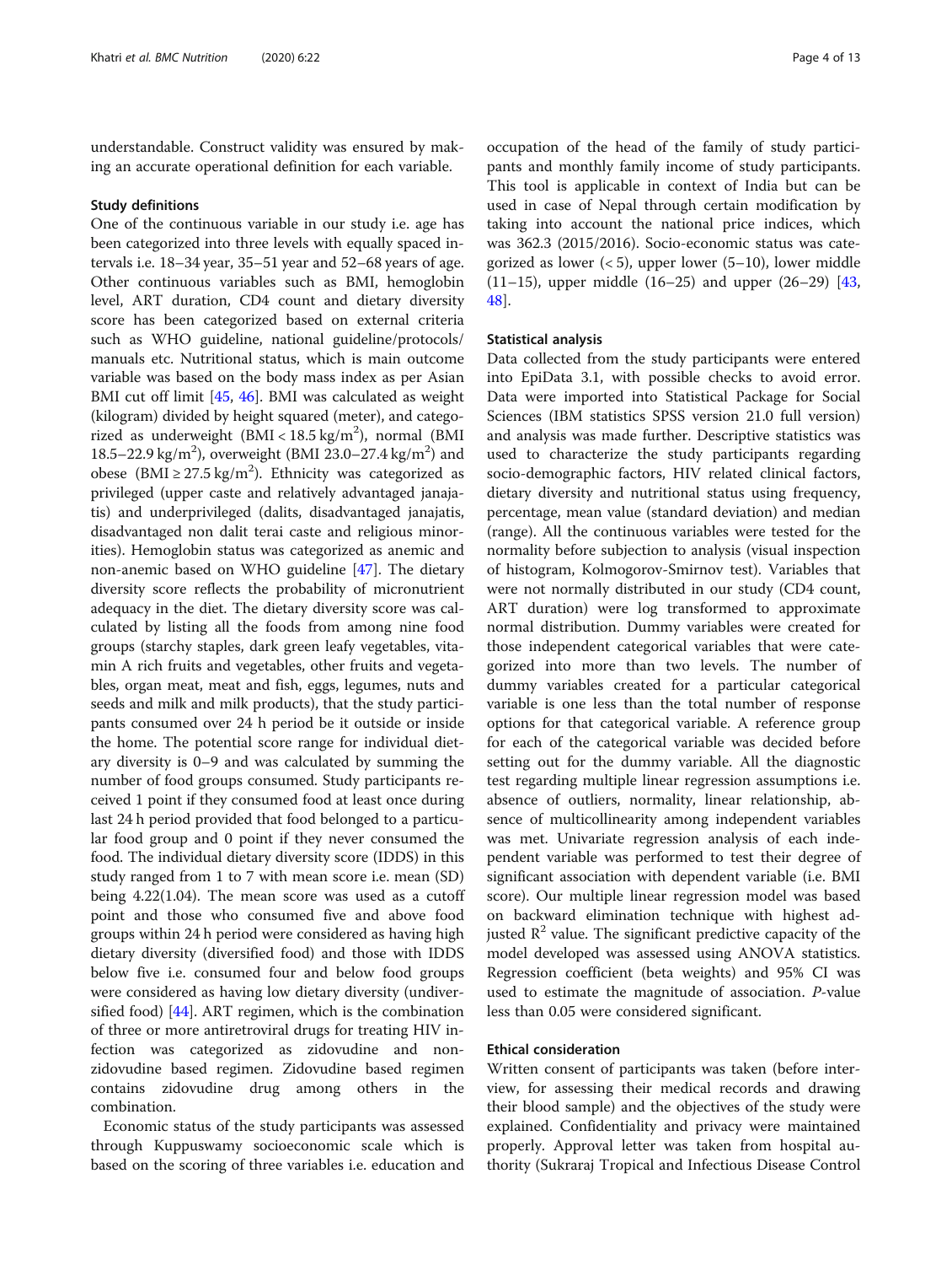understandable. Construct validity was ensured by making an accurate operational definition for each variable.

### Study definitions

One of the continuous variable in our study i.e. age has been categorized into three levels with equally spaced intervals i.e. 18–34 year, 35–51 year and 52–68 years of age. Other continuous variables such as BMI, hemoglobin level, ART duration, CD4 count and dietary diversity score has been categorized based on external criteria such as WHO guideline, national guideline/protocols/manuals etc. Nutritional status, which is main outcome variable was based on the body mass index as per Asian BMI cut off limit [45, 46]. BMI was calculated as weight (kilogram) divided by height squared (meter), and categorized as underweight (BMI < 18.5 kg/$m^2$), normal (BMI 18.5–22.9 kg/$m^2$), overweight (BMI 23.0–27.4 kg/$m^2$) and obese (BMI ≥ 27.5 kg/$m^2$). Ethnicity was categorized as privileged (upper caste and relatively advantaged janajatis) and underprivileged (dalits, disadvantaged janajatis, disadvantaged non dalit terai caste and religious minorities). Hemoglobin status was categorized as anemic and non-anemic based on WHO guideline [47]. The dietary diversity score reflects the probability of micronutrient adequacy in the diet. The dietary diversity score was calculated by listing all the foods from among nine food groups (starchy staples, dark green leafy vegetables, vitamin A rich fruits and vegetables, other fruits and vegetables, organ meat, meat and fish, eggs, legumes, nuts and seeds and milk and milk products), that the study participants consumed over 24 h period be it outside or inside the home. The potential score range for individual dietary diversity is 0–9 and was calculated by summing the number of food groups consumed. Study participants received 1 point if they consumed food at least once during last 24 h period provided that food belonged to a particular food group and 0 point if they never consumed the food. The individual dietary diversity score (IDDS) in this study ranged from 1 to 7 with mean score i.e. mean (SD) being 4.22(1.04). The mean score was used as a cutoff point and those who consumed five and above food groups within 24 h period were considered as having high dietary diversity (diversified food) and those with IDDS below five i.e. consumed four and below food groups were considered as having low dietary diversity (undiversified food) [44]. ART regimen, which is the combination of three or more antiretroviral drugs for treating HIV infection was categorized as zidovudine and non-zidovudine based regimen. Zidovudine based regimen contains zidovudine drug among others in the combination.

Economic status of the study participants was assessed through Kuppuswamy socioeconomic scale which is based on the scoring of three variables i.e. education and occupation of the head of the family of study participants and monthly family income of study participants. This tool is applicable in context of India but can be used in case of Nepal through certain modification by taking into account the national price indices, which was 362.3 (2015/2016). Socio-economic status was categorized as lower (< 5), upper lower (5–10), lower middle (11–15), upper middle (16–25) and upper (26–29) [43, 48].

### Statistical analysis

Data collected from the study participants were entered into EpiData 3.1, with possible checks to avoid error. Data were imported into Statistical Package for Social Sciences (IBM statistics SPSS version 21.0 full version) and analysis was made further. Descriptive statistics was used to characterize the study participants regarding socio-demographic factors, HIV related clinical factors, dietary diversity and nutritional status using frequency, percentage, mean value (standard deviation) and median (range). All the continuous variables were tested for the normality before subjection to analysis (visual inspection of histogram, Kolmogorov-Smirnov test). Variables that were not normally distributed in our study (CD4 count, ART duration) were log transformed to approximate normal distribution. Dummy variables were created for those independent categorical variables that were categorized into more than two levels. The number of dummy variables created for a particular categorical variable is one less than the total number of response options for that categorical variable. A reference group for each of the categorical variable was decided before setting out for the dummy variable. All the diagnostic test regarding multiple linear regression assumptions i.e. absence of outliers, normality, linear relationship, absence of multicollinearity among independent variables was met. Univariate regression analysis of each independent variable was performed to test their degree of significant association with dependent variable (i.e. BMI score). Our multiple linear regression model was based on backward elimination technique with highest adjusted $R^2$ value. The significant predictive capacity of the model developed was assessed using ANOVA statistics. Regression coefficient (beta weights) and 95% CI was used to estimate the magnitude of association. *P*-value less than 0.05 were considered significant.

### Ethical consideration

Written consent of participants was taken (before interview, for assessing their medical records and drawing their blood sample) and the objectives of the study were explained. Confidentiality and privacy were maintained properly. Approval letter was taken from hospital authority (Sukraraj Tropical and Infectious Disease Control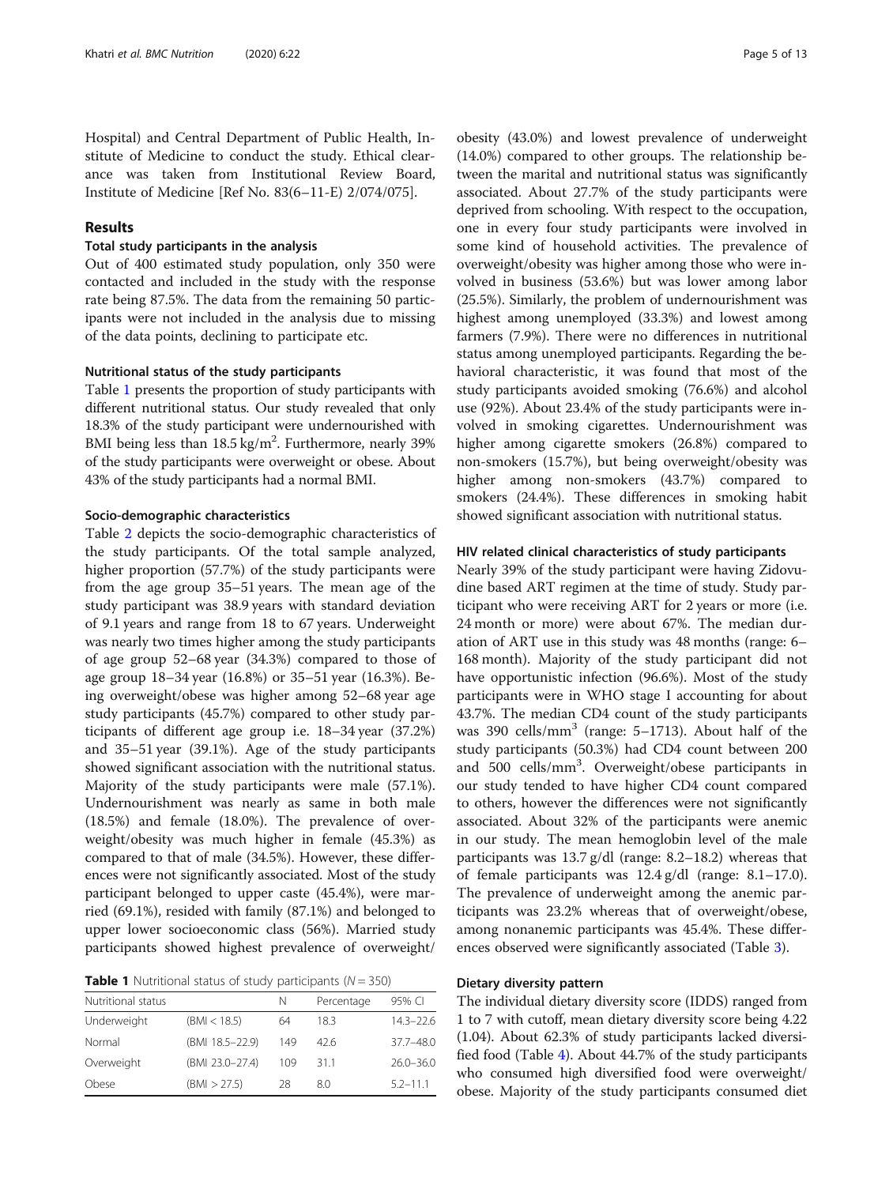Hospital) and Central Department of Public Health, Institute of Medicine to conduct the study. Ethical clearance was taken from Institutional Review Board, Institute of Medicine [Ref No. 83(6–11-E) 2/074/075].

## Results

### Total study participants in the analysis

Out of 400 estimated study population, only 350 were contacted and included in the study with the response rate being 87.5%. The data from the remaining 50 participants were not included in the analysis due to missing of the data points, declining to participate etc.

### Nutritional status of the study participants

Table 1 presents the proportion of study participants with different nutritional status. Our study revealed that only 18.3% of the study participant were undernourished with BMI being less than 18.5 kg/m$^2$. Furthermore, nearly 39% of the study participants were overweight or obese. About 43% of the study participants had a normal BMI.

### Socio-demographic characteristics

Table 2 depicts the socio-demographic characteristics of the study participants. Of the total sample analyzed, higher proportion (57.7%) of the study participants were from the age group 35–51 years. The mean age of the study participant was 38.9 years with standard deviation of 9.1 years and range from 18 to 67 years. Underweight was nearly two times higher among the study participants of age group 52–68 year (34.3%) compared to those of age group 18–34 year (16.8%) or 35–51 year (16.3%). Being overweight/obese was higher among 52–68 year age study participants (45.7%) compared to other study participants of different age group i.e. 18–34 year (37.2%) and 35–51 year (39.1%). Age of the study participants showed significant association with the nutritional status. Majority of the study participants were male (57.1%). Undernourishment was nearly as same in both male (18.5%) and female (18.0%). The prevalence of overweight/obesity was much higher in female (45.3%) as compared to that of male (34.5%). However, these differences were not significantly associated. Most of the study participant belonged to upper caste (45.4%), were married (69.1%), resided with family (87.1%) and belonged to upper lower socioeconomic class (56%). Married study participants showed highest prevalence of overweight/obesity (43.0%) and lowest prevalence of underweight (14.0%) compared to other groups. The relationship between the marital and nutritional status was significantly associated. About 27.7% of the study participants were deprived from schooling. With respect to the occupation, one in every four study participants were involved in some kind of household activities. The prevalence of overweight/obesity was higher among those who were involved in business (53.6%) but was lower among labor (25.5%). Similarly, the problem of undernourishment was highest among unemployed (33.3%) and lowest among farmers (7.9%). There were no differences in nutritional status among unemployed participants. Regarding the behavioral characteristic, it was found that most of the study participants avoided smoking (76.6%) and alcohol use (92%). About 23.4% of the study participants were involved in smoking cigarettes. Undernourishment was higher among cigarette smokers (26.8%) compared to non-smokers (15.7%), but being overweight/obesity was higher among non-smokers (43.7%) compared to smokers (24.4%). These differences in smoking habit showed significant association with nutritional status.

**Table 1** Nutritional status of study participants ($N = 350$)

| Nutritional status | | N | Percentage | 95% CI |
|---|---|---|---|---|
| Underweight | (BMI < 18.5) | 64 | 18.3 | 14.3–22.6 |
| Normal | (BMI 18.5–22.9) | 149 | 42.6 | 37.7–48.0 |
| Overweight | (BMI 23.0–27.4) | 109 | 31.1 | 26.0–36.0 |
| Obese | (BMI > 27.5) | 28 | 8.0 | 5.2–11.1 |

### HIV related clinical characteristics of study participants

Nearly 39% of the study participant were having Zidovudine based ART regimen at the time of study. Study participant who were receiving ART for 2 years or more (i.e. 24 month or more) were about 67%. The median duration of ART use in this study was 48 months (range: 6–168 month). Majority of the study participant did not have opportunistic infection (96.6%). Most of the study participants were in WHO stage I accounting for about 43.7%. The median CD4 count of the study participants was 390 cells/mm$^3$ (range: 5–1713). About half of the study participants (50.3%) had CD4 count between 200 and 500 cells/mm$^3$. Overweight/obese participants in our study tended to have higher CD4 count compared to others, however the differences were not significantly associated. About 32% of the participants were anemic in our study. The mean hemoglobin level of the male participants was 13.7 g/dl (range: 8.2–18.2) whereas that of female participants was 12.4 g/dl (range: 8.1–17.0). The prevalence of underweight among the anemic participants was 23.2% whereas that of overweight/obese, among nonanemic participants was 45.4%. These differences observed were significantly associated (Table 3).

### Dietary diversity pattern

The individual dietary diversity score (IDDS) ranged from 1 to 7 with cutoff, mean dietary diversity score being 4.22 (1.04). About 62.3% of study participants lacked diversified food (Table 4). About 44.7% of the study participants who consumed high diversified food were overweight/obese. Majority of the study participants consumed diet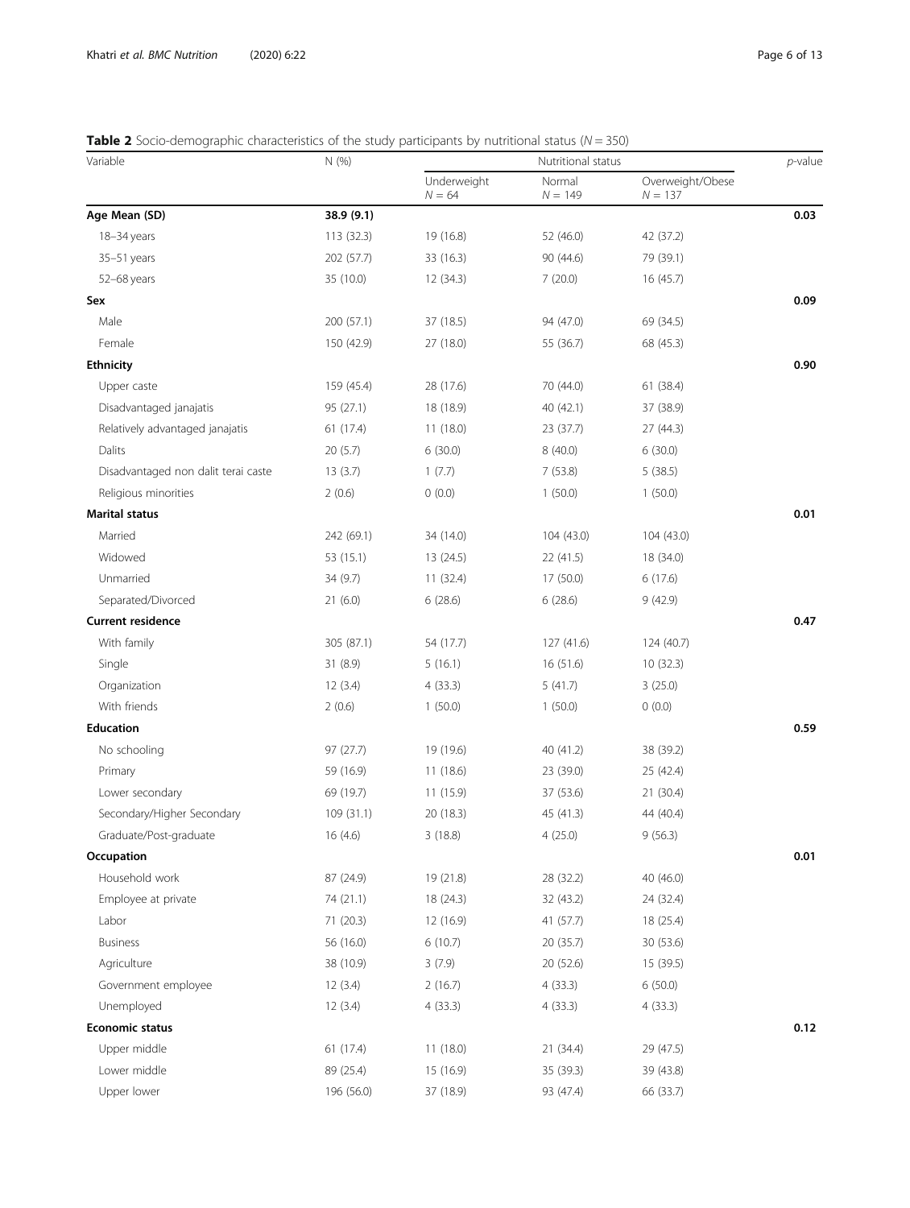**Table 2** Socio-demographic characteristics of the study participants by nutritional status ($N = 350$)

| Variable | N (%) | Nutritional status | | | *p*-value |
|---|---|---|---|---|---|
| | | Underweight $N = 64$ | Normal $N = 149$ | Overweight/Obese $N = 137$ | |
| **Age Mean (SD)** | **38.9 (9.1)** | | | | **0.03** |
| 18–34 years | 113 (32.3) | 19 (16.8) | 52 (46.0) | 42 (37.2) | |
| 35–51 years | 202 (57.7) | 33 (16.3) | 90 (44.6) | 79 (39.1) | |
| 52–68 years | 35 (10.0) | 12 (34.3) | 7 (20.0) | 16 (45.7) | |
| **Sex** | | | | | **0.09** |
| Male | 200 (57.1) | 37 (18.5) | 94 (47.0) | 69 (34.5) | |
| Female | 150 (42.9) | 27 (18.0) | 55 (36.7) | 68 (45.3) | |
| **Ethnicity** | | | | | **0.90** |
| Upper caste | 159 (45.4) | 28 (17.6) | 70 (44.0) | 61 (38.4) | |
| Disadvantaged janajatis | 95 (27.1) | 18 (18.9) | 40 (42.1) | 37 (38.9) | |
| Relatively advantaged janajatis | 61 (17.4) | 11 (18.0) | 23 (37.7) | 27 (44.3) | |
| Dalits | 20 (5.7) | 6 (30.0) | 8 (40.0) | 6 (30.0) | |
| Disadvantaged non dalit terai caste | 13 (3.7) | 1 (7.7) | 7 (53.8) | 5 (38.5) | |
| Religious minorities | 2 (0.6) | 0 (0.0) | 1 (50.0) | 1 (50.0) | |
| **Marital status** | | | | | **0.01** |
| Married | 242 (69.1) | 34 (14.0) | 104 (43.0) | 104 (43.0) | |
| Widowed | 53 (15.1) | 13 (24.5) | 22 (41.5) | 18 (34.0) | |
| Unmarried | 34 (9.7) | 11 (32.4) | 17 (50.0) | 6 (17.6) | |
| Separated/Divorced | 21 (6.0) | 6 (28.6) | 6 (28.6) | 9 (42.9) | |
| **Current residence** | | | | | **0.47** |
| With family | 305 (87.1) | 54 (17.7) | 127 (41.6) | 124 (40.7) | |
| Single | 31 (8.9) | 5 (16.1) | 16 (51.6) | 10 (32.3) | |
| Organization | 12 (3.4) | 4 (33.3) | 5 (41.7) | 3 (25.0) | |
| With friends | 2 (0.6) | 1 (50.0) | 1 (50.0) | 0 (0.0) | |
| **Education** | | | | | **0.59** |
| No schooling | 97 (27.7) | 19 (19.6) | 40 (41.2) | 38 (39.2) | |
| Primary | 59 (16.9) | 11 (18.6) | 23 (39.0) | 25 (42.4) | |
| Lower secondary | 69 (19.7) | 11 (15.9) | 37 (53.6) | 21 (30.4) | |
| Secondary/Higher Secondary | 109 (31.1) | 20 (18.3) | 45 (41.3) | 44 (40.4) | |
| Graduate/Post-graduate | 16 (4.6) | 3 (18.8) | 4 (25.0) | 9 (56.3) | |
| **Occupation** | | | | | **0.01** |
| Household work | 87 (24.9) | 19 (21.8) | 28 (32.2) | 40 (46.0) | |
| Employee at private | 74 (21.1) | 18 (24.3) | 32 (43.2) | 24 (32.4) | |
| Labor | 71 (20.3) | 12 (16.9) | 41 (57.7) | 18 (25.4) | |
| Business | 56 (16.0) | 6 (10.7) | 20 (35.7) | 30 (53.6) | |
| Agriculture | 38 (10.9) | 3 (7.9) | 20 (52.6) | 15 (39.5) | |
| Government employee | 12 (3.4) | 2 (16.7) | 4 (33.3) | 6 (50.0) | |
| Unemployed | 12 (3.4) | 4 (33.3) | 4 (33.3) | 4 (33.3) | |
| **Economic status** | | | | | **0.12** |
| Upper middle | 61 (17.4) | 11 (18.0) | 21 (34.4) | 29 (47.5) | |
| Lower middle | 89 (25.4) | 15 (16.9) | 35 (39.3) | 39 (43.8) | |
| Upper lower | 196 (56.0) | 37 (18.9) | 93 (47.4) | 66 (33.7) | |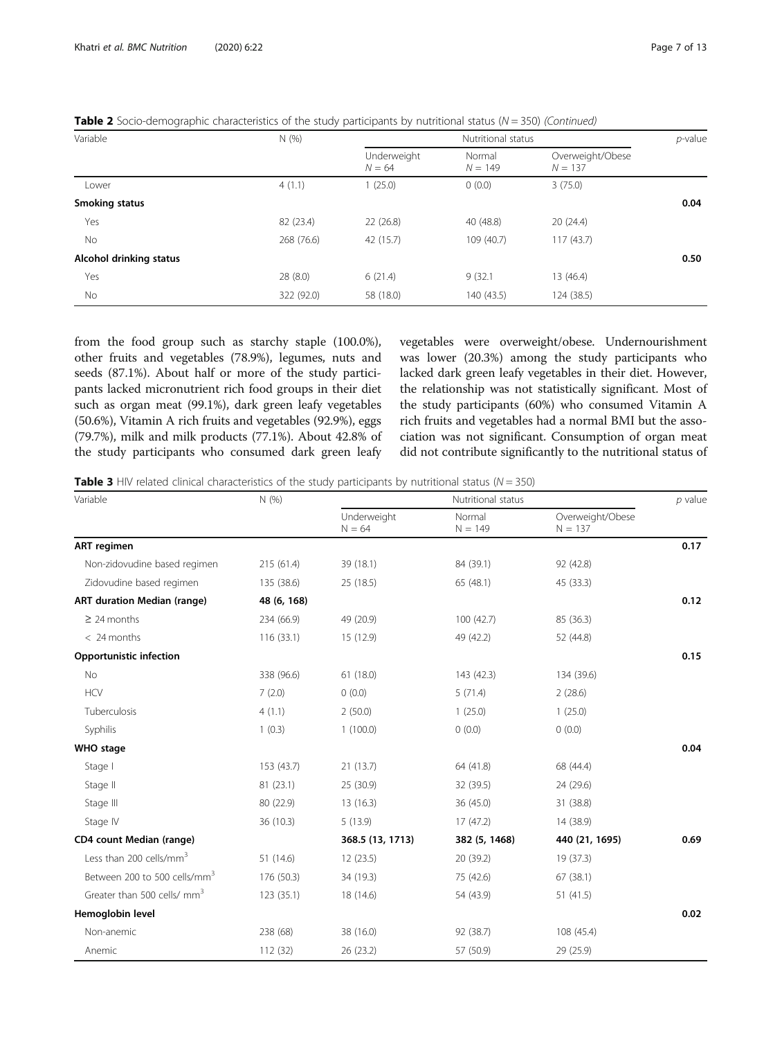**Table 2** Socio-demographic characteristics of the study participants by nutritional status ($N = 350$) *(Continued)*

| Variable | N (%) | Nutritional status | | | *p*-value |
|---|---|---|---|---|---|
| | | Underweight $N = 64$ | Normal $N = 149$ | Overweight/Obese $N = 137$ | |
| Lower | 4 (1.1) | 1 (25.0) | 0 (0.0) | 3 (75.0) | |
| **Smoking status** | | | | | **0.04** |
| Yes | 82 (23.4) | 22 (26.8) | 40 (48.8) | 20 (24.4) | |
| No | 268 (76.6) | 42 (15.7) | 109 (40.7) | 117 (43.7) | |
| **Alcohol drinking status** | | | | | **0.50** |
| Yes | 28 (8.0) | 6 (21.4) | 9 (32.1 | 13 (46.4) | |
| No | 322 (92.0) | 58 (18.0) | 140 (43.5) | 124 (38.5) | |

from the food group such as starchy staple (100.0%), other fruits and vegetables (78.9%), legumes, nuts and seeds (87.1%). About half or more of the study participants lacked micronutrient rich food groups in their diet such as organ meat (99.1%), dark green leafy vegetables (50.6%), Vitamin A rich fruits and vegetables (92.9%), eggs (79.7%), milk and milk products (77.1%). About 42.8% of the study participants who consumed dark green leafy vegetables were overweight/obese. Undernourishment was lower (20.3%) among the study participants who lacked dark green leafy vegetables in their diet. However, the relationship was not statistically significant. Most of the study participants (60%) who consumed Vitamin A rich fruits and vegetables had a normal BMI but the association was not significant. Consumption of organ meat did not contribute significantly to the nutritional status of

**Table 3** HIV related clinical characteristics of the study participants by nutritional status ($N = 350$)

| Variable | N (%) | Nutritional status | | | *p* value |
|---|---|---|---|---|---|
| | | Underweight N = 64 | Normal N = 149 | Overweight/Obese N = 137 | |
| **ART regimen** | | | | | **0.17** |
| Non-zidovudine based regimen | 215 (61.4) | 39 (18.1) | 84 (39.1) | 92 (42.8) | |
| Zidovudine based regimen | 135 (38.6) | 25 (18.5) | 65 (48.1) | 45 (33.3) | |
| **ART duration Median (range)** | **48 (6, 168)** | | | | **0.12** |
| ≥ 24 months | 234 (66.9) | 49 (20.9) | 100 (42.7) | 85 (36.3) | |
| < 24 months | 116 (33.1) | 15 (12.9) | 49 (42.2) | 52 (44.8) | |
| **Opportunistic infection** | | | | | **0.15** |
| No | 338 (96.6) | 61 (18.0) | 143 (42.3) | 134 (39.6) | |
| HCV | 7 (2.0) | 0 (0.0) | 5 (71.4) | 2 (28.6) | |
| Tuberculosis | 4 (1.1) | 2 (50.0) | 1 (25.0) | 1 (25.0) | |
| Syphilis | 1 (0.3) | 1 (100.0) | 0 (0.0) | 0 (0.0) | |
| **WHO stage** | | | | | **0.04** |
| Stage I | 153 (43.7) | 21 (13.7) | 64 (41.8) | 68 (44.4) | |
| Stage II | 81 (23.1) | 25 (30.9) | 32 (39.5) | 24 (29.6) | |
| Stage III | 80 (22.9) | 13 (16.3) | 36 (45.0) | 31 (38.8) | |
| Stage IV | 36 (10.3) | 5 (13.9) | 17 (47.2) | 14 (38.9) | |
| **CD4 count Median (range)** | | **368.5 (13, 1713)** | **382 (5, 1468)** | **440 (21, 1695)** | **0.69** |
| Less than 200 cells/mm$^3$ | 51 (14.6) | 12 (23.5) | 20 (39.2) | 19 (37.3) | |
| Between 200 to 500 cells/mm$^3$ | 176 (50.3) | 34 (19.3) | 75 (42.6) | 67 (38.1) | |
| Greater than 500 cells/ mm$^3$ | 123 (35.1) | 18 (14.6) | 54 (43.9) | 51 (41.5) | |
| **Hemoglobin level** | | | | | **0.02** |
| Non-anemic | 238 (68) | 38 (16.0) | 92 (38.7) | 108 (45.4) | |
| Anemic | 112 (32) | 26 (23.2) | 57 (50.9) | 29 (25.9) | |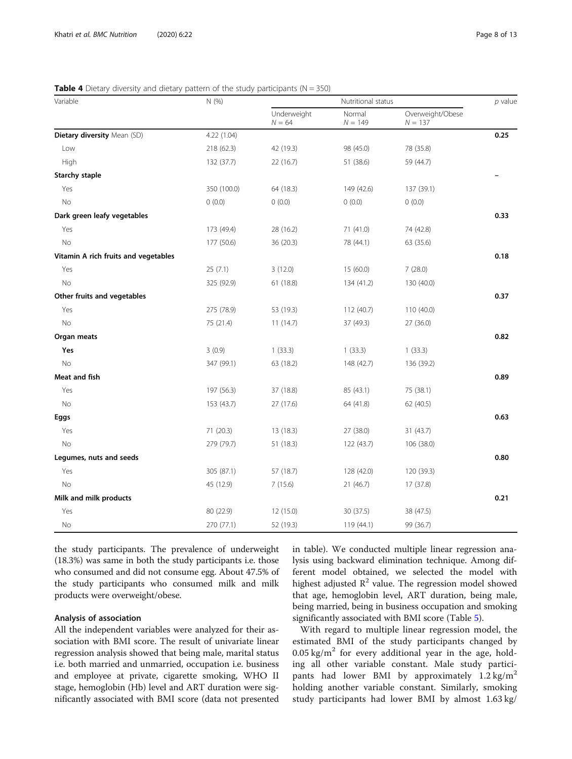**Table 4** Dietary diversity and dietary pattern of the study participants (N = 350)

| Variable | N (%) | Nutritional status | | | *p* value |
|---|---|---|---|---|---|
| | | Underweight *N* = 64 | Normal *N* = 149 | Overweight/Obese *N* = 137 | |
| **Dietary diversity** Mean (SD) | 4.22 (1.04) | | | | **0.25** |
| Low | 218 (62.3) | 42 (19.3) | 98 (45.0) | 78 (35.8) | |
| High | 132 (37.7) | 22 (16.7) | 51 (38.6) | 59 (44.7) | |
| **Starchy staple** | | | | | – |
| Yes | 350 (100.0) | 64 (18.3) | 149 (42.6) | 137 (39.1) | |
| No | 0 (0.0) | 0 (0.0) | 0 (0.0) | 0 (0.0) | |
| **Dark green leafy vegetables** | | | | | **0.33** |
| Yes | 173 (49.4) | 28 (16.2) | 71 (41.0) | 74 (42.8) | |
| No | 177 (50.6) | 36 (20.3) | 78 (44.1) | 63 (35.6) | |
| **Vitamin A rich fruits and vegetables** | | | | | **0.18** |
| Yes | 25 (7.1) | 3 (12.0) | 15 (60.0) | 7 (28.0) | |
| No | 325 (92.9) | 61 (18.8) | 134 (41.2) | 130 (40.0) | |
| **Other fruits and vegetables** | | | | | **0.37** |
| Yes | 275 (78.9) | 53 (19.3) | 112 (40.7) | 110 (40.0) | |
| No | 75 (21.4) | 11 (14.7) | 37 (49.3) | 27 (36.0) | |
| **Organ meats** | | | | | **0.82** |
| **Yes** | 3 (0.9) | 1 (33.3) | 1 (33.3) | 1 (33.3) | |
| No | 347 (99.1) | 63 (18.2) | 148 (42.7) | 136 (39.2) | |
| **Meat and fish** | | | | | **0.89** |
| Yes | 197 (56.3) | 37 (18.8) | 85 (43.1) | 75 (38.1) | |
| No | 153 (43.7) | 27 (17.6) | 64 (41.8) | 62 (40.5) | |
| **Eggs** | | | | | **0.63** |
| Yes | 71 (20.3) | 13 (18.3) | 27 (38.0) | 31 (43.7) | |
| No | 279 (79.7) | 51 (18.3) | 122 (43.7) | 106 (38.0) | |
| **Legumes, nuts and seeds** | | | | | **0.80** |
| Yes | 305 (87.1) | 57 (18.7) | 128 (42.0) | 120 (39.3) | |
| No | 45 (12.9) | 7 (15.6) | 21 (46.7) | 17 (37.8) | |
| **Milk and milk products** | | | | | **0.21** |
| Yes | 80 (22.9) | 12 (15.0) | 30 (37.5) | 38 (47.5) | |
| No | 270 (77.1) | 52 (19.3) | 119 (44.1) | 99 (36.7) | |

the study participants. The prevalence of underweight (18.3%) was same in both the study participants i.e. those who consumed and did not consume egg. About 47.5% of the study participants who consumed milk and milk products were overweight/obese.

## Analysis of association

All the independent variables were analyzed for their association with BMI score. The result of univariate linear regression analysis showed that being male, marital status i.e. both married and unmarried, occupation i.e. business and employee at private, cigarette smoking, WHO II stage, hemoglobin (Hb) level and ART duration were significantly associated with BMI score (data not presented in table). We conducted multiple linear regression analysis using backward elimination technique. Among different model obtained, we selected the model with highest adjusted $R^2$ value. The regression model showed that age, hemoglobin level, ART duration, being male, being married, being in business occupation and smoking significantly associated with BMI score (Table 5).

With regard to multiple linear regression model, the estimated BMI of the study participants changed by $0.05\ \text{kg/m}^2$ for every additional year in the age, holding all other variable constant. Male study participants had lower BMI by approximately $1.2\ \text{kg/m}^2$ holding another variable constant. Similarly, smoking study participants had lower BMI by almost 1.63 kg/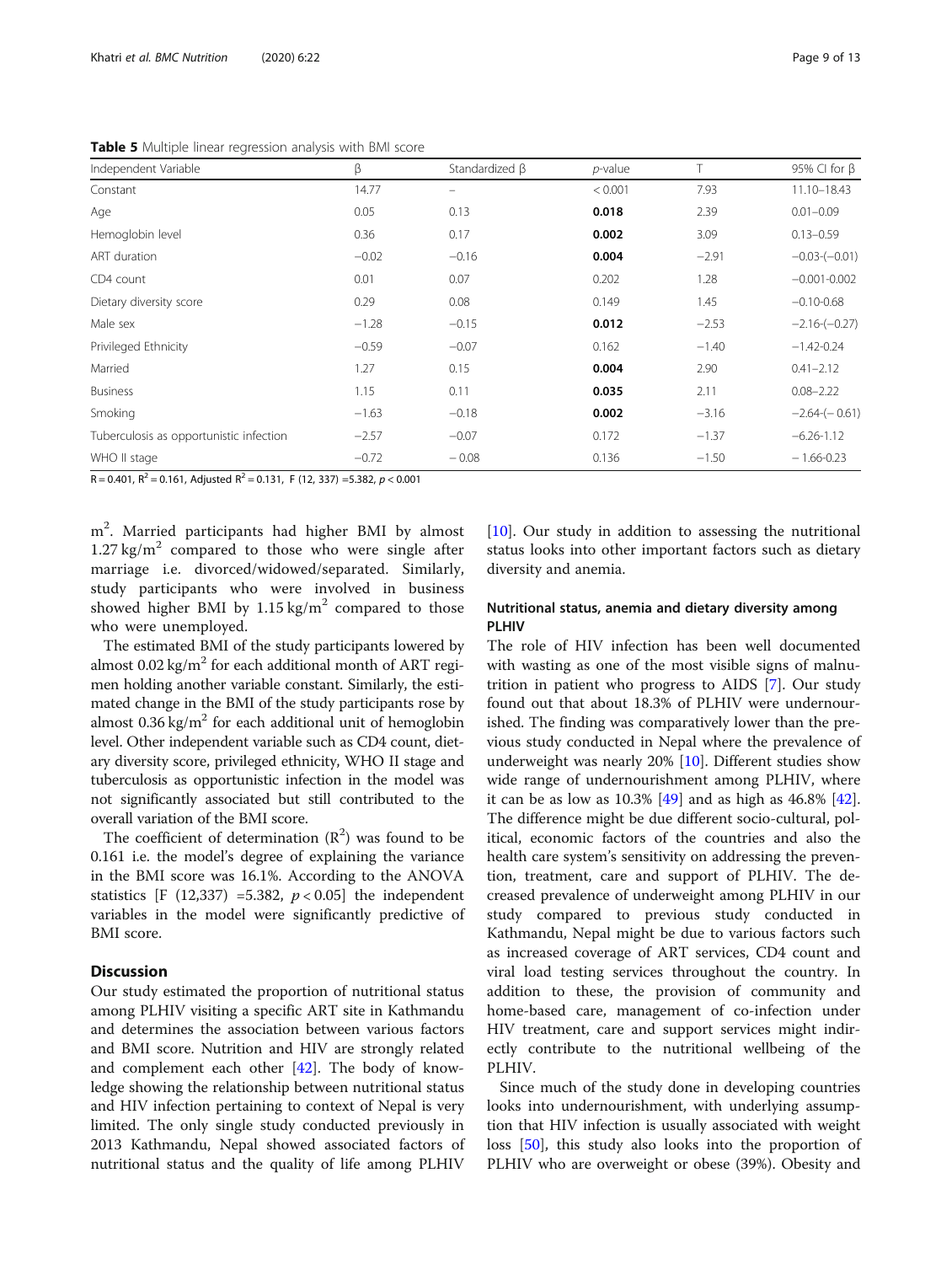**Table 5** Multiple linear regression analysis with BMI score

| Independent Variable | β | Standardized β | *p*-value | T | 95% CI for β |
|---|---|---|---|---|---|
| Constant | 14.77 | – | < 0.001 | 7.93 | 11.10–18.43 |
| Age | 0.05 | 0.13 | **0.018** | 2.39 | 0.01–0.09 |
| Hemoglobin level | 0.36 | 0.17 | **0.002** | 3.09 | 0.13–0.59 |
| ART duration | −0.02 | −0.16 | **0.004** | −2.91 | −0.03-(−0.01) |
| CD4 count | 0.01 | 0.07 | 0.202 | 1.28 | −0.001-0.002 |
| Dietary diversity score | 0.29 | 0.08 | 0.149 | 1.45 | −0.10-0.68 |
| Male sex | −1.28 | −0.15 | **0.012** | −2.53 | −2.16-(−0.27) |
| Privileged Ethnicity | −0.59 | −0.07 | 0.162 | −1.40 | −1.42-0.24 |
| Married | 1.27 | 0.15 | **0.004** | 2.90 | 0.41–2.12 |
| Business | 1.15 | 0.11 | **0.035** | 2.11 | 0.08–2.22 |
| Smoking | −1.63 | −0.18 | **0.002** | −3.16 | −2.64-(− 0.61) |
| Tuberculosis as opportunistic infection | −2.57 | −0.07 | 0.172 | −1.37 | −6.26-1.12 |
| WHO II stage | −0.72 | − 0.08 | 0.136 | −1.50 | − 1.66-0.23 |

R = 0.401, $R^2$ = 0.161, Adjusted $R^2$ = 0.131, F (12, 337) =5.382, $p < 0.001$

$m^2$. Married participants had higher BMI by almost 1.27 $kg/m^2$ compared to those who were single after marriage i.e. divorced/widowed/separated. Similarly, study participants who were involved in business showed higher BMI by 1.15 $kg/m^2$ compared to those who were unemployed.

The estimated BMI of the study participants lowered by almost 0.02 $kg/m^2$ for each additional month of ART regimen holding another variable constant. Similarly, the estimated change in the BMI of the study participants rose by almost 0.36 $kg/m^2$ for each additional unit of hemoglobin level. Other independent variable such as CD4 count, dietary diversity score, privileged ethnicity, WHO II stage and tuberculosis as opportunistic infection in the model was not significantly associated but still contributed to the overall variation of the BMI score.

The coefficient of determination ($R^2$) was found to be 0.161 i.e. the model's degree of explaining the variance in the BMI score was 16.1%. According to the ANOVA statistics [F (12,337) =5.382, $p < 0.05$] the independent variables in the model were significantly predictive of BMI score.

## Discussion

Our study estimated the proportion of nutritional status among PLHIV visiting a specific ART site in Kathmandu and determines the association between various factors and BMI score. Nutrition and HIV are strongly related and complement each other [42]. The body of knowledge showing the relationship between nutritional status and HIV infection pertaining to context of Nepal is very limited. The only single study conducted previously in 2013 Kathmandu, Nepal showed associated factors of nutritional status and the quality of life among PLHIV [10]. Our study in addition to assessing the nutritional status looks into other important factors such as dietary diversity and anemia.

### Nutritional status, anemia and dietary diversity among PLHIV

The role of HIV infection has been well documented with wasting as one of the most visible signs of malnutrition in patient who progress to AIDS [7]. Our study found out that about 18.3% of PLHIV were undernourished. The finding was comparatively lower than the previous study conducted in Nepal where the prevalence of underweight was nearly 20% [10]. Different studies show wide range of undernourishment among PLHIV, where it can be as low as 10.3% [49] and as high as 46.8% [42]. The difference might be due different socio-cultural, political, economic factors of the countries and also the health care system's sensitivity on addressing the prevention, treatment, care and support of PLHIV. The decreased prevalence of underweight among PLHIV in our study compared to previous study conducted in Kathmandu, Nepal might be due to various factors such as increased coverage of ART services, CD4 count and viral load testing services throughout the country. In addition to these, the provision of community and home-based care, management of co-infection under HIV treatment, care and support services might indirectly contribute to the nutritional wellbeing of the PLHIV.

Since much of the study done in developing countries looks into undernourishment, with underlying assumption that HIV infection is usually associated with weight loss [50], this study also looks into the proportion of PLHIV who are overweight or obese (39%). Obesity and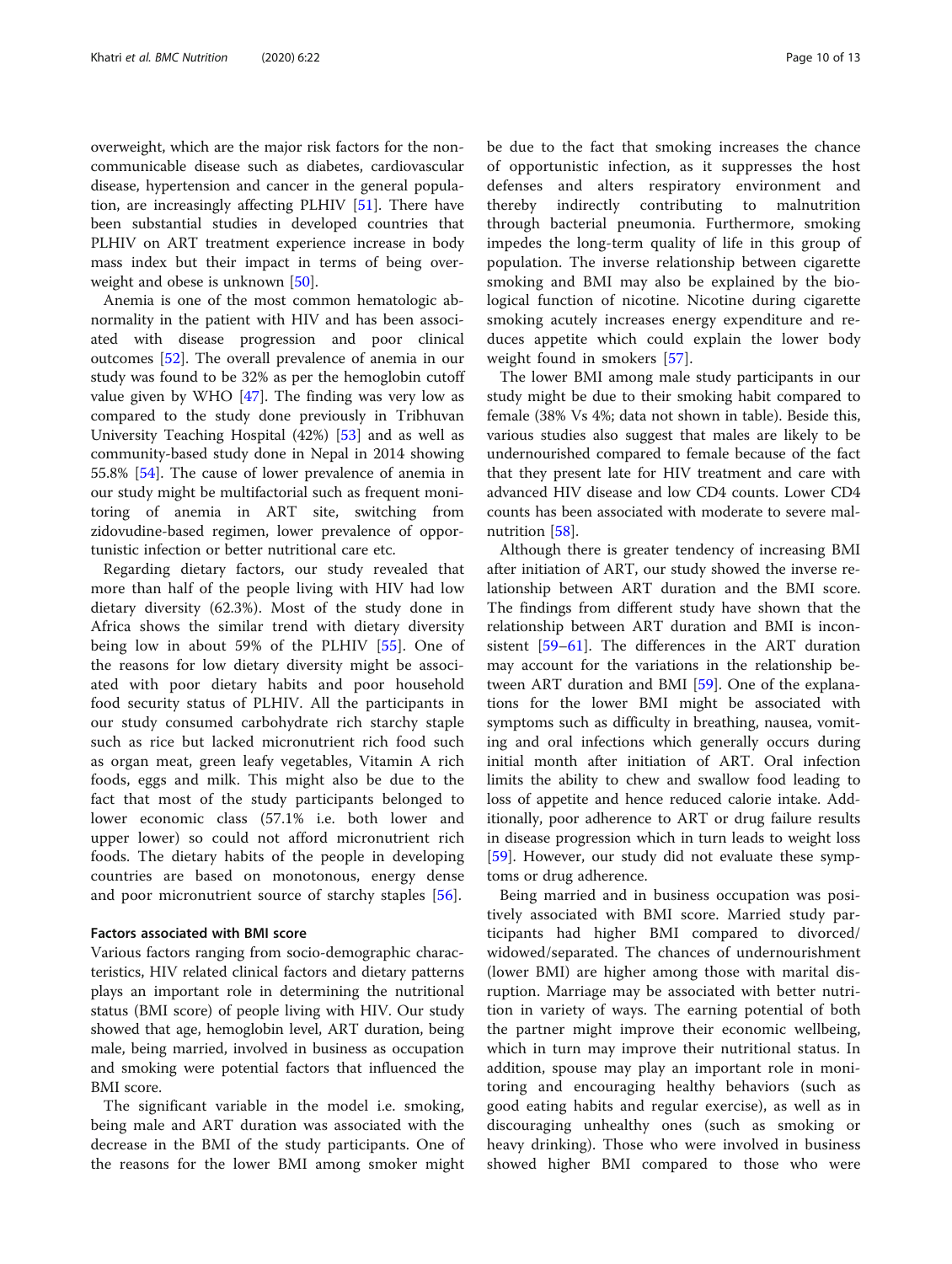overweight, which are the major risk factors for the non-communicable disease such as diabetes, cardiovascular disease, hypertension and cancer in the general population, are increasingly affecting PLHIV [51]. There have been substantial studies in developed countries that PLHIV on ART treatment experience increase in body mass index but their impact in terms of being overweight and obese is unknown [50].

Anemia is one of the most common hematologic abnormality in the patient with HIV and has been associated with disease progression and poor clinical outcomes [52]. The overall prevalence of anemia in our study was found to be 32% as per the hemoglobin cutoff value given by WHO [47]. The finding was very low as compared to the study done previously in Tribhuvan University Teaching Hospital (42%) [53] and as well as community-based study done in Nepal in 2014 showing 55.8% [54]. The cause of lower prevalence of anemia in our study might be multifactorial such as frequent monitoring of anemia in ART site, switching from zidovudine-based regimen, lower prevalence of opportunistic infection or better nutritional care etc.

Regarding dietary factors, our study revealed that more than half of the people living with HIV had low dietary diversity (62.3%). Most of the study done in Africa shows the similar trend with dietary diversity being low in about 59% of the PLHIV [55]. One of the reasons for low dietary diversity might be associated with poor dietary habits and poor household food security status of PLHIV. All the participants in our study consumed carbohydrate rich starchy staple such as rice but lacked micronutrient rich food such as organ meat, green leafy vegetables, Vitamin A rich foods, eggs and milk. This might also be due to the fact that most of the study participants belonged to lower economic class (57.1% i.e. both lower and upper lower) so could not afford micronutrient rich foods. The dietary habits of the people in developing countries are based on monotonous, energy dense and poor micronutrient source of starchy staples [56].

#### Factors associated with BMI score

Various factors ranging from socio-demographic characteristics, HIV related clinical factors and dietary patterns plays an important role in determining the nutritional status (BMI score) of people living with HIV. Our study showed that age, hemoglobin level, ART duration, being male, being married, involved in business as occupation and smoking were potential factors that influenced the BMI score.

The significant variable in the model i.e. smoking, being male and ART duration was associated with the decrease in the BMI of the study participants. One of the reasons for the lower BMI among smoker might be due to the fact that smoking increases the chance of opportunistic infection, as it suppresses the host defenses and alters respiratory environment and thereby indirectly contributing to malnutrition through bacterial pneumonia. Furthermore, smoking impedes the long-term quality of life in this group of population. The inverse relationship between cigarette smoking and BMI may also be explained by the biological function of nicotine. Nicotine during cigarette smoking acutely increases energy expenditure and reduces appetite which could explain the lower body weight found in smokers [57].

The lower BMI among male study participants in our study might be due to their smoking habit compared to female (38% Vs 4%; data not shown in table). Beside this, various studies also suggest that males are likely to be undernourished compared to female because of the fact that they present late for HIV treatment and care with advanced HIV disease and low CD4 counts. Lower CD4 counts has been associated with moderate to severe malnutrition [58].

Although there is greater tendency of increasing BMI after initiation of ART, our study showed the inverse relationship between ART duration and the BMI score. The findings from different study have shown that the relationship between ART duration and BMI is inconsistent [59–61]. The differences in the ART duration may account for the variations in the relationship between ART duration and BMI [59]. One of the explanations for the lower BMI might be associated with symptoms such as difficulty in breathing, nausea, vomiting and oral infections which generally occurs during initial month after initiation of ART. Oral infection limits the ability to chew and swallow food leading to loss of appetite and hence reduced calorie intake. Additionally, poor adherence to ART or drug failure results in disease progression which in turn leads to weight loss [59]. However, our study did not evaluate these symptoms or drug adherence.

Being married and in business occupation was positively associated with BMI score. Married study participants had higher BMI compared to divorced/widowed/separated. The chances of undernourishment (lower BMI) are higher among those with marital disruption. Marriage may be associated with better nutrition in variety of ways. The earning potential of both the partner might improve their economic wellbeing, which in turn may improve their nutritional status. In addition, spouse may play an important role in monitoring and encouraging healthy behaviors (such as good eating habits and regular exercise), as well as in discouraging unhealthy ones (such as smoking or heavy drinking). Those who were involved in business showed higher BMI compared to those who were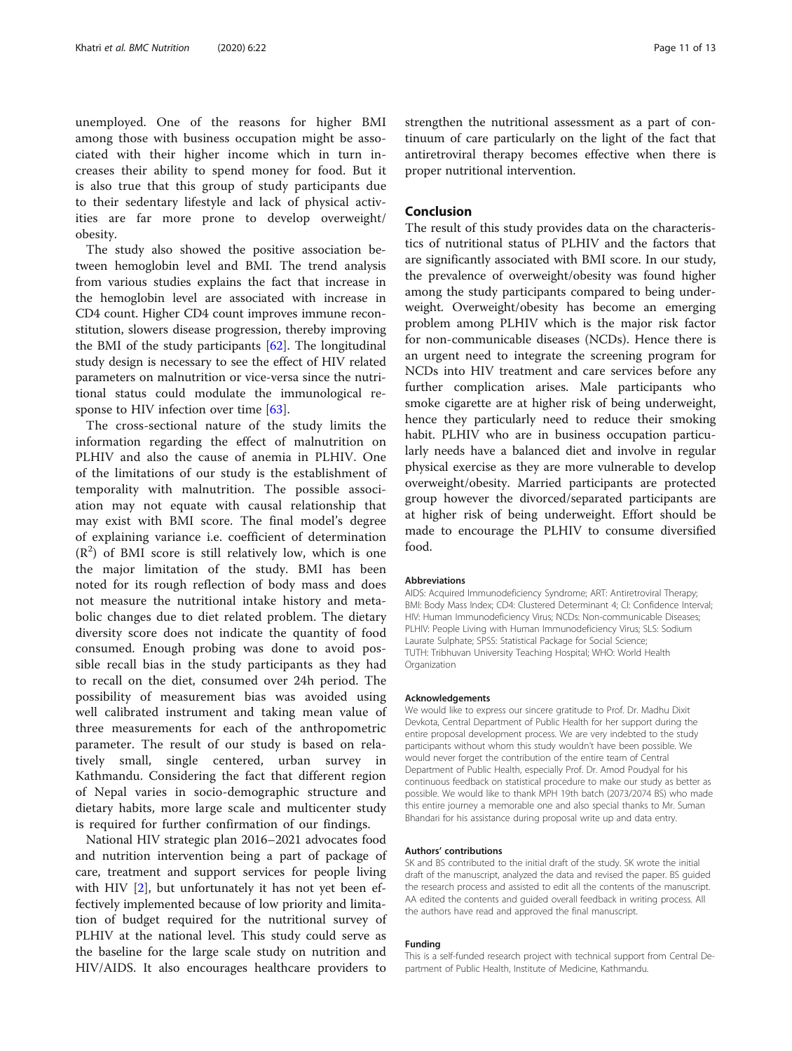unemployed. One of the reasons for higher BMI among those with business occupation might be associated with their higher income which in turn increases their ability to spend money for food. But it is also true that this group of study participants due to their sedentary lifestyle and lack of physical activities are far more prone to develop overweight/obesity.

The study also showed the positive association between hemoglobin level and BMI. The trend analysis from various studies explains the fact that increase in the hemoglobin level are associated with increase in CD4 count. Higher CD4 count improves immune reconstitution, slowers disease progression, thereby improving the BMI of the study participants [62]. The longitudinal study design is necessary to see the effect of HIV related parameters on malnutrition or vice-versa since the nutritional status could modulate the immunological response to HIV infection over time [63].

The cross-sectional nature of the study limits the information regarding the effect of malnutrition on PLHIV and also the cause of anemia in PLHIV. One of the limitations of our study is the establishment of temporality with malnutrition. The possible association may not equate with causal relationship that may exist with BMI score. The final model's degree of explaining variance i.e. coefficient of determination ($R^2$) of BMI score is still relatively low, which is one the major limitation of the study. BMI has been noted for its rough reflection of body mass and does not measure the nutritional intake history and metabolic changes due to diet related problem. The dietary diversity score does not indicate the quantity of food consumed. Enough probing was done to avoid possible recall bias in the study participants as they had to recall on the diet, consumed over 24h period. The possibility of measurement bias was avoided using well calibrated instrument and taking mean value of three measurements for each of the anthropometric parameter. The result of our study is based on relatively small, single centered, urban survey in Kathmandu. Considering the fact that different region of Nepal varies in socio-demographic structure and dietary habits, more large scale and multicenter study is required for further confirmation of our findings.

National HIV strategic plan 2016–2021 advocates food and nutrition intervention being a part of package of care, treatment and support services for people living with HIV [2], but unfortunately it has not yet been effectively implemented because of low priority and limitation of budget required for the nutritional survey of PLHIV at the national level. This study could serve as the baseline for the large scale study on nutrition and HIV/AIDS. It also encourages healthcare providers to strengthen the nutritional assessment as a part of continuum of care particularly on the light of the fact that antiretroviral therapy becomes effective when there is proper nutritional intervention.

## Conclusion

The result of this study provides data on the characteristics of nutritional status of PLHIV and the factors that are significantly associated with BMI score. In our study, the prevalence of overweight/obesity was found higher among the study participants compared to being underweight. Overweight/obesity has become an emerging problem among PLHIV which is the major risk factor for non-communicable diseases (NCDs). Hence there is an urgent need to integrate the screening program for NCDs into HIV treatment and care services before any further complication arises. Male participants who smoke cigarette are at higher risk of being underweight, hence they particularly need to reduce their smoking habit. PLHIV who are in business occupation particularly needs have a balanced diet and involve in regular physical exercise as they are more vulnerable to develop overweight/obesity. Married participants are protected group however the divorced/separated participants are at higher risk of being underweight. Effort should be made to encourage the PLHIV to consume diversified food.

#### Abbreviations

AIDS: Acquired Immunodeficiency Syndrome; ART: Antiretroviral Therapy; BMI: Body Mass Index; CD4: Clustered Determinant 4; CI: Confidence Interval; HIV: Human Immunodeficiency Virus; NCDs: Non-communicable Diseases; PLHIV: People Living with Human Immunodeficiency Virus; SLS: Sodium Laurate Sulphate; SPSS: Statistical Package for Social Science; TUTH: Tribhuvan University Teaching Hospital; WHO: World Health Organization

#### Acknowledgements

We would like to express our sincere gratitude to Prof. Dr. Madhu Dixit Devkota, Central Department of Public Health for her support during the entire proposal development process. We are very indebted to the study participants without whom this study wouldn't have been possible. We would never forget the contribution of the entire team of Central Department of Public Health, especially Prof. Dr. Amod Poudyal for his continuous feedback on statistical procedure to make our study as better as possible. We would like to thank MPH 19th batch (2073/2074 BS) who made this entire journey a memorable one and also special thanks to Mr. Suman Bhandari for his assistance during proposal write up and data entry.

#### Authors' contributions

SK and BS contributed to the initial draft of the study. SK wrote the initial draft of the manuscript, analyzed the data and revised the paper. BS guided the research process and assisted to edit all the contents of the manuscript. AA edited the contents and guided overall feedback in writing process. All the authors have read and approved the final manuscript.

#### Funding

This is a self-funded research project with technical support from Central Department of Public Health, Institute of Medicine, Kathmandu.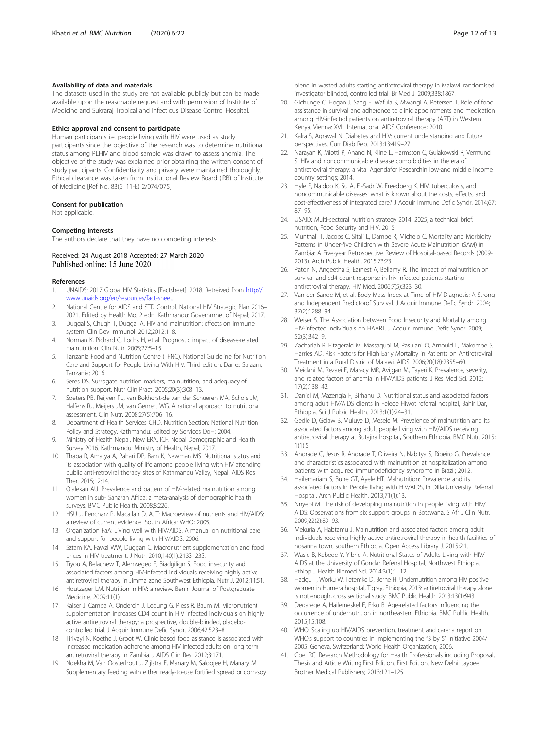### Availability of data and materials

The datasets used in the study are not available publicly but can be made available upon the reasonable request and with permission of Institute of Medicine and Sukraraj Tropical and Infectious Disease Control Hospital.

### Ethics approval and consent to participate

Human participants i.e. people living with HIV were used as study participants since the objective of the research was to determine nutritional status among PLHIV and blood sample was drawn to assess anemia. The objective of the study was explained prior obtaining the written consent of study participants. Confidentiality and privacy were maintained thoroughly. Ethical clearance was taken from Institutional Review Board (IRB) of Institute of Medicine [Ref No. 83(6–11-E) 2/074/075].

### Consent for publication

Not applicable.

### Competing interests

The authors declare that they have no competing interests.

Received: 24 August 2018 Accepted: 27 March 2020
Published online: 15 June 2020

### References

1. UNAIDS: 2017 Global HIV Statistics [Factsheet]. 2018. Retreived from http://www.unaids.org/en/resources/fact-sheet.
2. National Centre for AIDS and STD Control. National HIV Strategic Plan 2016–2021. Edited by Health Mo, 2 edn. Kathmandu: Governmnet of Nepal; 2017.
3. Duggal S, Chugh T, Duggal A. HIV and malnutrition: effects on immune system. Clin Dev Immunol. 2012;2012:1–8.
4. Norman K, Pichard C, Lochs H, et al. Prognostic impact of disease-related malnutrition. Clin Nutr. 2005;27:5–15.
5. Tanzania Food and Nutrition Centre (TFNC). National Guideline for Nutrition Care and Support for People Living With HIV. Third edition. Dar es Salaam, Tanzania; 2016.
6. Seres DS. Surrogate nutrition markers, malnutrition, and adequacy of nutrition support. Nutr Clin Pract. 2005;20(3):308–13.
7. Soeters PB, Reijven PL, van Bokhorst-de van der Schueren MA, Schols JM, Halfens RJ, Meijers JM, van Gemert WG. A rational approach to nutritional assessment. Clin Nutr. 2008;27(5):706–16.
8. Department of Health Services CHD. Nutrition Section: National Nutrition Policy and Strategy. Kathmandu: Edited by Services DoH; 2004.
9. Ministry of Health Nepal, New ERA, ICF. Nepal Demographic and Health Survey 2016. Kathmandu: Ministry of Health, Nepal; 2017.
10. Thapa R, Amatya A, Pahari DP, Bam K, Newman MS. Nutritional status and its association with quality of life among people living with HIV attending public anti-retroviral therapy sites of Kathmandu Valley, Nepal. AIDS Res Ther. 2015;12:14.
11. Olalekan AU. Prevalence and pattern of HIV-related malnutrition among women in sub- Saharan Africa: a meta-analysis of demographic health surveys. BMC Public Health. 2008;8:226.
12. HSU J, Pencharz P, Macallan D. A. T: Macroeview of nutrients and HIV/AIDS: a review of current evidence. South Africa: WHO; 2005.
13. Organization FaA: Living well with HIV/AIDS. A manual on nutritional care and support for people living with HIV/AIDS. 2006.
14. Sztam KA, Fawzi WW, Duggan C. Macronutrient supplementation and food prices in HIV treatment. J Nutr. 2010;140(1):213S–23S.
15. Tiyou A, Belachew T, Alemseged F, Biadgilign S. Food insecurity and associated factors among HIV-infected individuals receiving highly active antiretroviral therapy in Jimma zone Southwest Ethiopia. Nutr J. 2012;11:51.
16. Houtzager LM. Nutrition in HIV: a review. Benin Journal of Postgraduate Medicine. 2009;11(1).
17. Kaiser J, Campa A, Ondercin J, Leoung G, Pless R, Baum M. Micronutrient supplementation increases CD4 count in HIV infected individuals on highly active antiretroviral therapy: a prospective, double-blinded, placebo-controlled trial. J Acquir Immune Defic Syndr. 2006;42:523–8.
18. Tirivayi N, Koethe J, Groot W. Clinic based food asistance is associated with increased medication adherene among HIV infected adults on long term antiretroviral therapy in Zambia. J AIDS Clin Res. 2012;3:171.
19. Ndekha M, Van Oosterhout J, Zijlstra E, Manary M, Saloojee H, Manary M. Supplementary feeding with either ready-to-use fortified spread or corn-soy blend in wasted adults starting antiretroviral therapy in Malawi: randomised, investigator blinded, controlled trial. Br Med J. 2009;338:1867.
20. Gichunge C, Hogan J, Sang E, Wafula S, Mwangi A, Petersen T. Role of food assistance in survival and adherence to clinic appointments and medication among HIV-infected patients on antiretroviral therapy (ART) in Western Kenya. Vienna: XVIII International AIDS Conference; 2010.
21. Kalra S, Agrawal N. Diabetes and HIV: current understanding and future perspectives. Curr Diab Rep. 2013;13:419–27.
22. Narayan K, Miotti P, Anand N, Kline L, Harmston C, Gulakowski R, Vermund S. HIV and noncommunicable disease comorbidities in the era of antiretroviral therapy: a vital Agendafor Researchin low-and middle income country settings; 2014.
23. Hyle E, Naidoo K, Su A, El-Sadr W, Freedberg K. HIV, tuberculosis, and noncommunicable diseases: what is known about the costs, effects, and cost-effectiveness of integrated care? J Acquir Immune Defic Syndr. 2014;67:87–95.
24. USAID: Multi-sectoral nutrition strategy 2014–2025, a technical brief: nutrition, Food Security and HIV. 2015.
25. Munthali T, Jacobs C, Sitali L, Dambe R, Michelo C. Mortality and Morbidity Patterns in Under-five Children with Severe Acute Malnutrition (SAM) in Zambia: A Five-year Retrospective Review of Hospital-based Records (2009-2013). Arch Public Health. 2015;73:23.
26. Paton N, Angeetha S, Earnest A, Bellamy R. The impact of malnutrition on survival and cd4 count response in hiv-infected patients starting antiretroviral therapy. HIV Med. 2006;7(5):323–30.
27. Van der Sande M, et al. Body Mass Index at Time of HIV Diagnosis: A Strong and Independent Predictorof Survival. J Acquir Immune Defic Syndr. 2004;37(2):1288–94.
28. Weiser S. The Association between Food Insecurity and Mortality among HIV-infected Individuals on HAART. J Acquir Immune Defic Syndr. 2009;52(3):342–9.
29. Zachariah R, Fitzgerald M, Massaquoi M, Pasulani O, Arnould L, Makombe S, Harries AD. Risk Factors for High Early Mortality in Patients on Antiretroviral Treatment in a Rural Districtof Malawi. AIDS. 2006;20(18):2355–60.
30. Meidani M, Rezaei F, Maracy MR, Avijgan M, Tayeri K. Prevalence, severity, and related factors of anemia in HIV/AIDS patients. J Res Med Sci. 2012;17(2):138–42.
31. Daniel M, Mazengia F, Birhanu D. Nutritional status and associated factors among adult HIV/AIDS clients in Felege Hiwot referral hospital, Bahir Dar, Ethiopia. Sci J Public Health. 2013;1(1):24–31.
32. Gedle D, Gelaw B, Muluye D, Mesele M. Prevalence of malnutrition and its associated factors among adult people living with HIV/AIDS receiving antiretroviral therapy at Butajira hospital, Southern Ethiopia. BMC Nutr. 2015;1(1):5.
33. Andrade C, Jesus R, Andrade T, Oliveira N, Nabitya S, Ribeiro G. Prevalence and characteristics associated with malnutrition at hospitalization among patients with acquired immunodeficiency syndrome in Brazil; 2012.
34. Hailemariam S, Bune GT, Ayele HT. Malnutrition: Prevalence and its associated factors in People living with HIV/AIDS, in Dilla University Referral Hospital. Arch Public Health. 2013;71(1):13.
35. Nnyepi M. The risk of developing malnutrition in people living with HIV/AIDS: Observations from six support groups in Botswana. S Afr J Clin Nutr. 2009;22(2):89–93.
36. Mekuria A, Habtamu J. Malnutrition and associated factors among adult individuals receiving highly active antiretroviral therapy in health facilities of hosanna town, southern Ethiopia. Open Access Library J. 2015;2:1.
37. Wasie B, Kebede Y, Yibrie A. Nutritional Status of Adults Living with HIV/AIDS at the University of Gondar Referral Hospital, Northwest Ethiopia. Ethiop J Health Biomed Sci. 2014;3(1):1–12.
38. Hadgu T, Worku W, Tetemke D, Berhe H. Undernutrition among HIV positive women in Humera hospital, Tigray, Ethiopia, 2013: antiretroviral therapy alone is not enough, cross sectional study. BMC Public Health. 2013;13(1):943.
39. Degarege A, Hailemeskel E, Erko B. Age-related factors influencing the occurrence of undernutrition in northeastern Ethiopia. BMC Public Health. 2015;15:108.
40. WHO. Scaling up HIV/AIDS prevention, treatment and care: a report on WHO's support to countries in implementing the "3 by 5" Initiative 2004/2005. Geneva, Switzerland: World Health Organization; 2006.
41. Goel RC. Research Methodology for Health Professionals including Proposal, Thesis and Article Writing.First Edition. First Edition. New Delhi: Jaypee Brother Medical Publishers; 2013:121–125.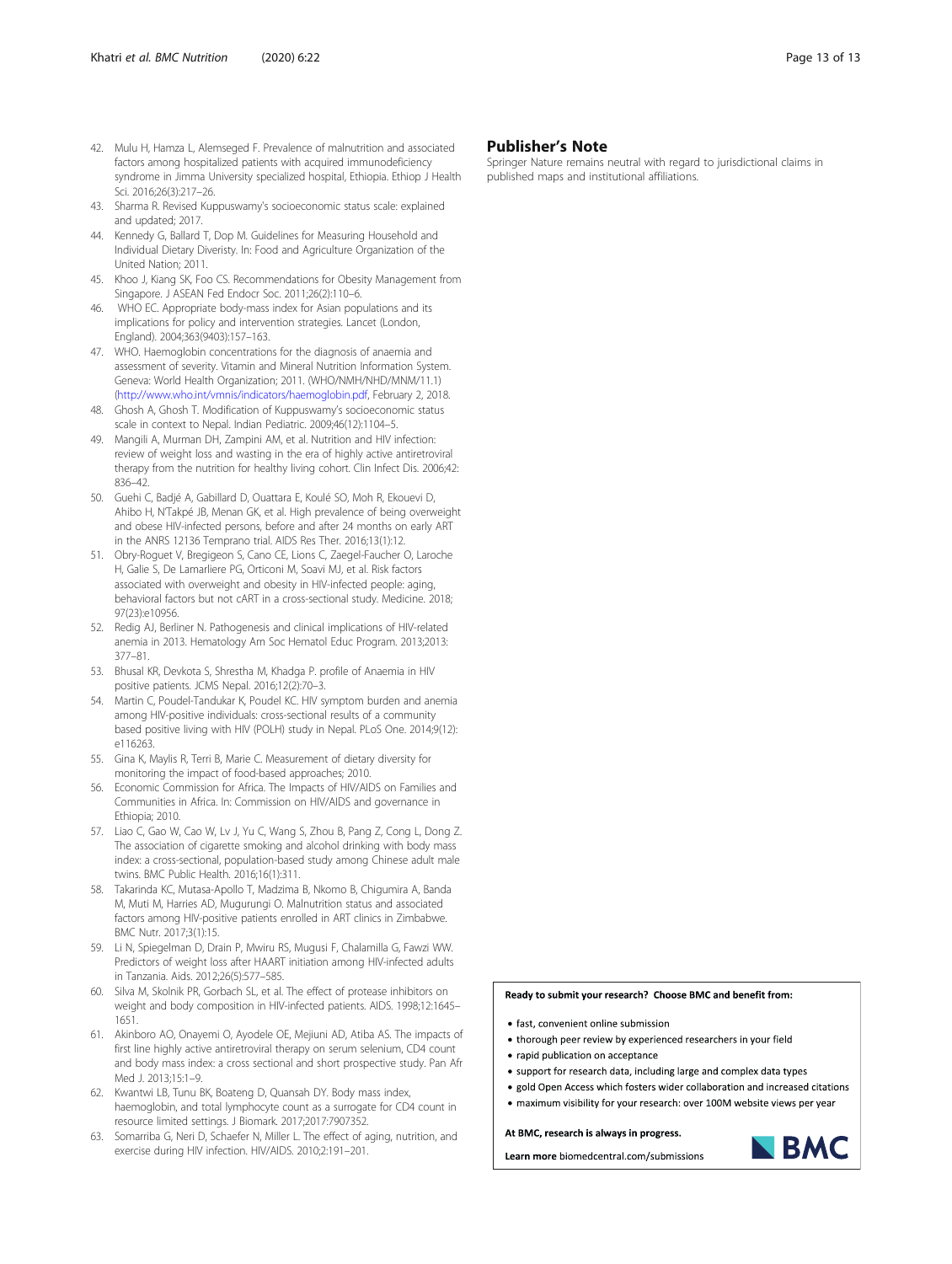42. Mulu H, Hamza L, Alemseged F. Prevalence of malnutrition and associated factors among hospitalized patients with acquired immunodeficiency syndrome in Jimma University specialized hospital, Ethiopia. Ethiop J Health Sci. 2016;26(3):217–26.
43. Sharma R. Revised Kuppuswamy's socioeconomic status scale: explained and updated; 2017.
44. Kennedy G, Ballard T, Dop M. Guidelines for Measuring Household and Individual Dietary Diveristy. In: Food and Agriculture Organization of the United Nation; 2011.
45. Khoo J, Kiang SK, Foo CS. Recommendations for Obesity Management from Singapore. J ASEAN Fed Endocr Soc. 2011;26(2):110–6.
46. WHO EC. Appropriate body-mass index for Asian populations and its implications for policy and intervention strategies. Lancet (London, England). 2004;363(9403):157–163.
47. WHO. Haemoglobin concentrations for the diagnosis of anaemia and assessment of severity. Vitamin and Mineral Nutrition Information System. Geneva: World Health Organization; 2011. (WHO/NMH/NHD/MNM/11.1) (http://www.who.int/vmnis/indicators/haemoglobin.pdf, February 2, 2018.
48. Ghosh A, Ghosh T. Modification of Kuppuswamy's socioeconomic status scale in context to Nepal. Indian Pediatric. 2009;46(12):1104–5.
49. Mangili A, Murman DH, Zampini AM, et al. Nutrition and HIV infection: review of weight loss and wasting in the era of highly active antiretroviral therapy from the nutrition for healthy living cohort. Clin Infect Dis. 2006;42: 836–42.
50. Guehi C, Badjé A, Gabillard D, Ouattara E, Koulé SO, Moh R, Ekouevi D, Ahibo H, N'Takpé JB, Menan GK, et al. High prevalence of being overweight and obese HIV-infected persons, before and after 24 months on early ART in the ANRS 12136 Temprano trial. AIDS Res Ther. 2016;13(1):12.
51. Obry-Roguet V, Bregigeon S, Cano CE, Lions C, Zaegel-Faucher O, Laroche H, Galie S, De Lamarliere PG, Orticoni M, Soavi MJ, et al. Risk factors associated with overweight and obesity in HIV-infected people: aging, behavioral factors but not cART in a cross-sectional study. Medicine. 2018; 97(23):e10956.
52. Redig AJ, Berliner N. Pathogenesis and clinical implications of HIV-related anemia in 2013. Hematology Am Soc Hematol Educ Program. 2013;2013: 377–81.
53. Bhusal KR, Devkota S, Shrestha M, Khadga P. profile of Anaemia in HIV positive patients. JCMS Nepal. 2016;12(2):70–3.
54. Martin C, Poudel-Tandukar K, Poudel KC. HIV symptom burden and anemia among HIV-positive individuals: cross-sectional results of a community based positive living with HIV (POLH) study in Nepal. PLoS One. 2014;9(12): e116263.
55. Gina K, Maylis R, Terri B, Marie C. Measurement of dietary diversity for monitoring the impact of food-based approaches; 2010.
56. Economic Commission for Africa. The Impacts of HIV/AIDS on Families and Communities in Africa. In: Commission on HIV/AIDS and governance in Ethiopia; 2010.
57. Liao C, Gao W, Cao W, Lv J, Yu C, Wang S, Zhou B, Pang Z, Cong L, Dong Z. The association of cigarette smoking and alcohol drinking with body mass index: a cross-sectional, population-based study among Chinese adult male twins. BMC Public Health. 2016;16(1):311.
58. Takarinda KC, Mutasa-Apollo T, Madzima B, Nkomo B, Chigumira A, Banda M, Muti M, Harries AD, Mugurungi O. Malnutrition status and associated factors among HIV-positive patients enrolled in ART clinics in Zimbabwe. BMC Nutr. 2017;3(1):15.
59. Li N, Spiegelman D, Drain P, Mwiru RS, Mugusi F, Chalamilla G, Fawzi WW. Predictors of weight loss after HAART initiation among HIV-infected adults in Tanzania. Aids. 2012;26(5):577–585.
60. Silva M, Skolnik PR, Gorbach SL, et al. The effect of protease inhibitors on weight and body composition in HIV-infected patients. AIDS. 1998;12:1645–1651.
61. Akinboro AO, Onayemi O, Ayodele OE, Mejiuni AD, Atiba AS. The impacts of first line highly active antiretroviral therapy on serum selenium, CD4 count and body mass index: a cross sectional and short prospective study. Pan Afr Med J. 2013;15:1–9.
62. Kwantwi LB, Tunu BK, Boateng D, Quansah DY. Body mass index, haemoglobin, and total lymphocyte count as a surrogate for CD4 count in resource limited settings. J Biomark. 2017;2017:7907352.
63. Somarriba G, Neri D, Schaefer N, Miller L. The effect of aging, nutrition, and exercise during HIV infection. HIV/AIDS. 2010;2:191–201.

## Publisher's Note

Springer Nature remains neutral with regard to jurisdictional claims in published maps and institutional affiliations.

**Ready to submit your research? Choose BMC and benefit from:**

- fast, convenient online submission
- thorough peer review by experienced researchers in your field
- rapid publication on acceptance
- support for research data, including large and complex data types
- gold Open Access which fosters wider collaboration and increased citations
- maximum visibility for your research: over 100M website views per year

**At BMC, research is always in progress.**

**Learn more** biomedcentral.com/submissions

BMC